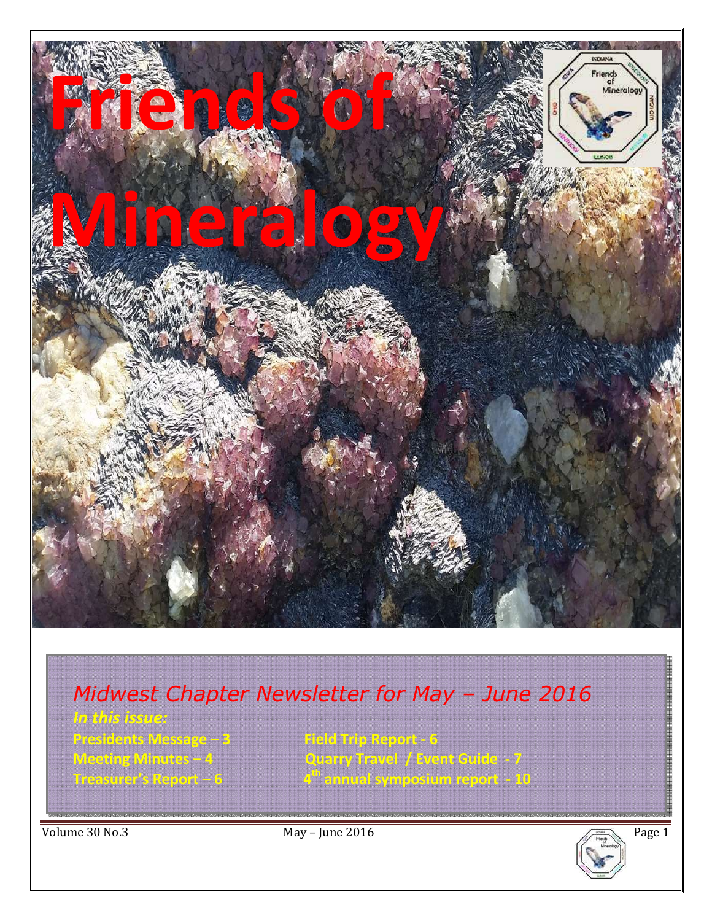# Friends of Mineralogy

*Midwest Chapter Newsletter for May – June 2016*

***In this issue:***

**Presidents Message – 3**

**Meeting Minutes – 4**

**Treasurer's Report – 6**

**Field Trip Report - 6**

**Quarry Travel / Event Guide - 7**

**4th annual symposium report - 10**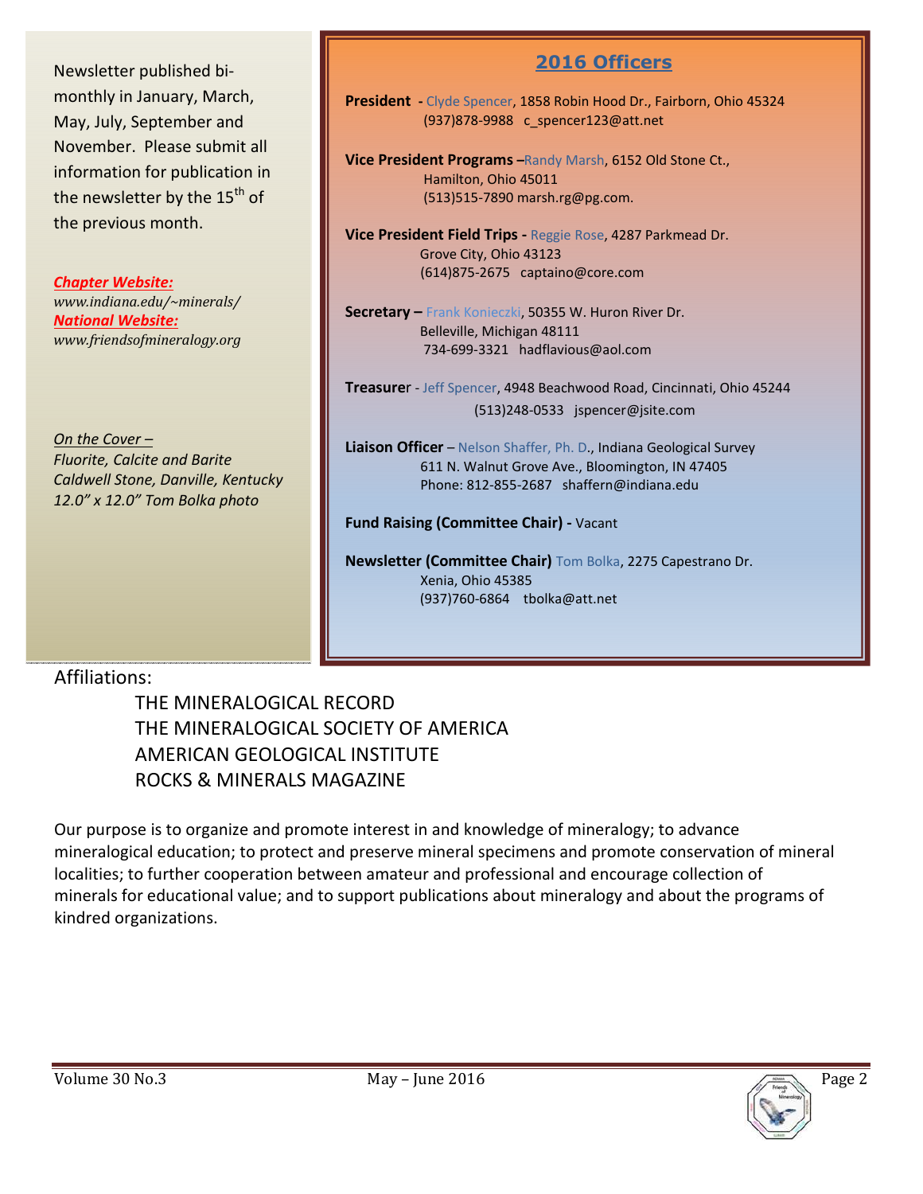Newsletter published bi-monthly in January, March, May, July, September and November. Please submit all information for publication in the newsletter by the 15th of the previous month.

***Chapter Website:***
*www.indiana.edu/~minerals/*
***National Website:***
*www.friendsofmineralogy.org*

*On the Cover –*
*Fluorite, Calcite and Barite*
*Caldwell Stone, Danville, Kentucky*
*12.0" x 12.0" Tom Bolka photo*

## 2016 Officers

**President -** Clyde Spencer, 1858 Robin Hood Dr., Fairborn, Ohio 45324
(937)878-9988 c_spencer123@att.net

**Vice President Programs –**Randy Marsh, 6152 Old Stone Ct.,
Hamilton, Ohio 45011
(513)515-7890 marsh.rg@pg.com.

**Vice President Field Trips -** Reggie Rose, 4287 Parkmead Dr.
Grove City, Ohio 43123
(614)875-2675 captaino@core.com

**Secretary –** Frank Konieczki, 50355 W. Huron River Dr.
Belleville, Michigan 48111
734-699-3321 hadflavious@aol.com

**Treasurer** - Jeff Spencer, 4948 Beachwood Road, Cincinnati, Ohio 45244
(513)248-0533 jspencer@jsite.com

**Liaison Officer** – Nelson Shaffer, Ph. D., Indiana Geological Survey
611 N. Walnut Grove Ave., Bloomington, IN 47405
Phone: 812-855-2687 shaffern@indiana.edu

**Fund Raising (Committee Chair) -** Vacant

**Newsletter (Committee Chair)** Tom Bolka, 2275 Capestrano Dr.
Xenia, Ohio 45385
(937)760-6864 tbolka@att.net

Affiliations:

THE MINERALOGICAL RECORD
THE MINERALOGICAL SOCIETY OF AMERICA
AMERICAN GEOLOGICAL INSTITUTE
ROCKS & MINERALS MAGAZINE

Our purpose is to organize and promote interest in and knowledge of mineralogy; to advance mineralogical education; to protect and preserve mineral specimens and promote conservation of mineral localities; to further cooperation between amateur and professional and encourage collection of minerals for educational value; and to support publications about mineralogy and about the programs of kindred organizations.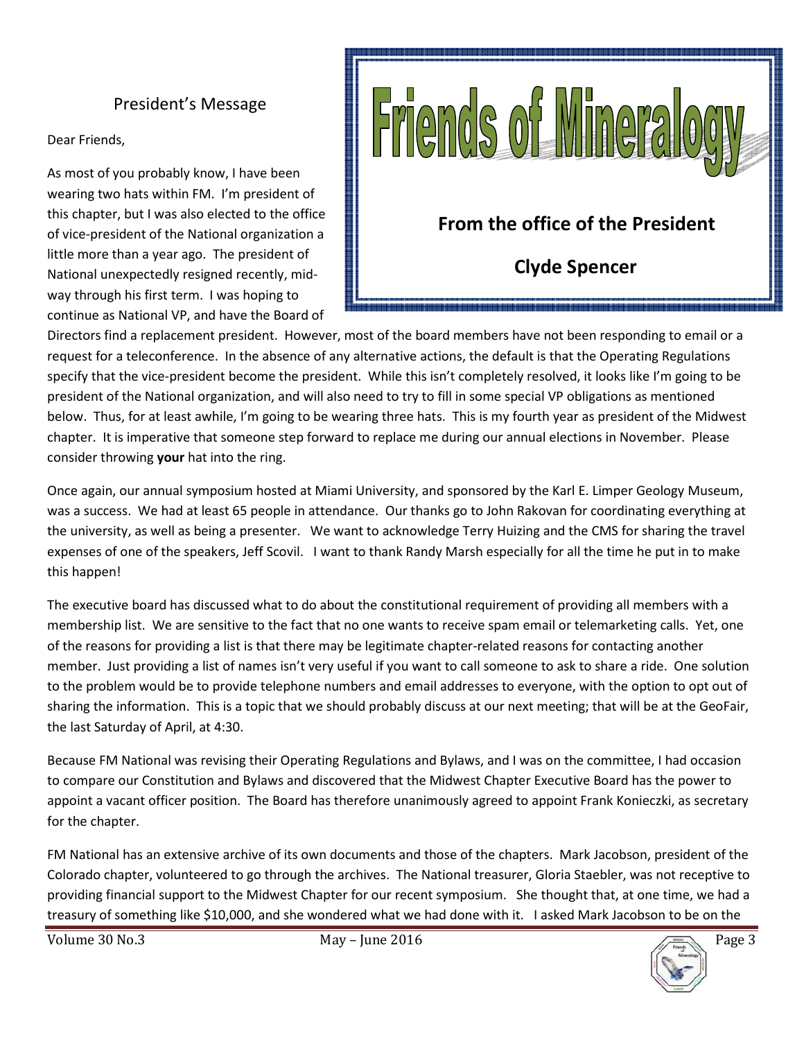## President's Message

**Friends of Mineralogy**

**From the office of the President**

**Clyde Spencer**

Dear Friends,

As most of you probably know, I have been wearing two hats within FM. I'm president of this chapter, but I was also elected to the office of vice-president of the National organization a little more than a year ago. The president of National unexpectedly resigned recently, mid-way through his first term. I was hoping to continue as National VP, and have the Board of Directors find a replacement president. However, most of the board members have not been responding to email or a request for a teleconference. In the absence of any alternative actions, the default is that the Operating Regulations specify that the vice-president become the president. While this isn't completely resolved, it looks like I'm going to be president of the National organization, and will also need to try to fill in some special VP obligations as mentioned below. Thus, for at least awhile, I'm going to be wearing three hats. This is my fourth year as president of the Midwest chapter. It is imperative that someone step forward to replace me during our annual elections in November. Please consider throwing **your** hat into the ring.

Once again, our annual symposium hosted at Miami University, and sponsored by the Karl E. Limper Geology Museum, was a success. We had at least 65 people in attendance. Our thanks go to John Rakovan for coordinating everything at the university, as well as being a presenter. We want to acknowledge Terry Huizing and the CMS for sharing the travel expenses of one of the speakers, Jeff Scovil. I want to thank Randy Marsh especially for all the time he put in to make this happen!

The executive board has discussed what to do about the constitutional requirement of providing all members with a membership list. We are sensitive to the fact that no one wants to receive spam email or telemarketing calls. Yet, one of the reasons for providing a list is that there may be legitimate chapter-related reasons for contacting another member. Just providing a list of names isn't very useful if you want to call someone to ask to share a ride. One solution to the problem would be to provide telephone numbers and email addresses to everyone, with the option to opt out of sharing the information. This is a topic that we should probably discuss at our next meeting; that will be at the GeoFair, the last Saturday of April, at 4:30.

Because FM National was revising their Operating Regulations and Bylaws, and I was on the committee, I had occasion to compare our Constitution and Bylaws and discovered that the Midwest Chapter Executive Board has the power to appoint a vacant officer position. The Board has therefore unanimously agreed to appoint Frank Konieczki, as secretary for the chapter.

FM National has an extensive archive of its own documents and those of the chapters. Mark Jacobson, president of the Colorado chapter, volunteered to go through the archives. The National treasurer, Gloria Staebler, was not receptive to providing financial support to the Midwest Chapter for our recent symposium. She thought that, at one time, we had a treasury of something like $10,000, and she wondered what we had done with it. I asked Mark Jacobson to be on the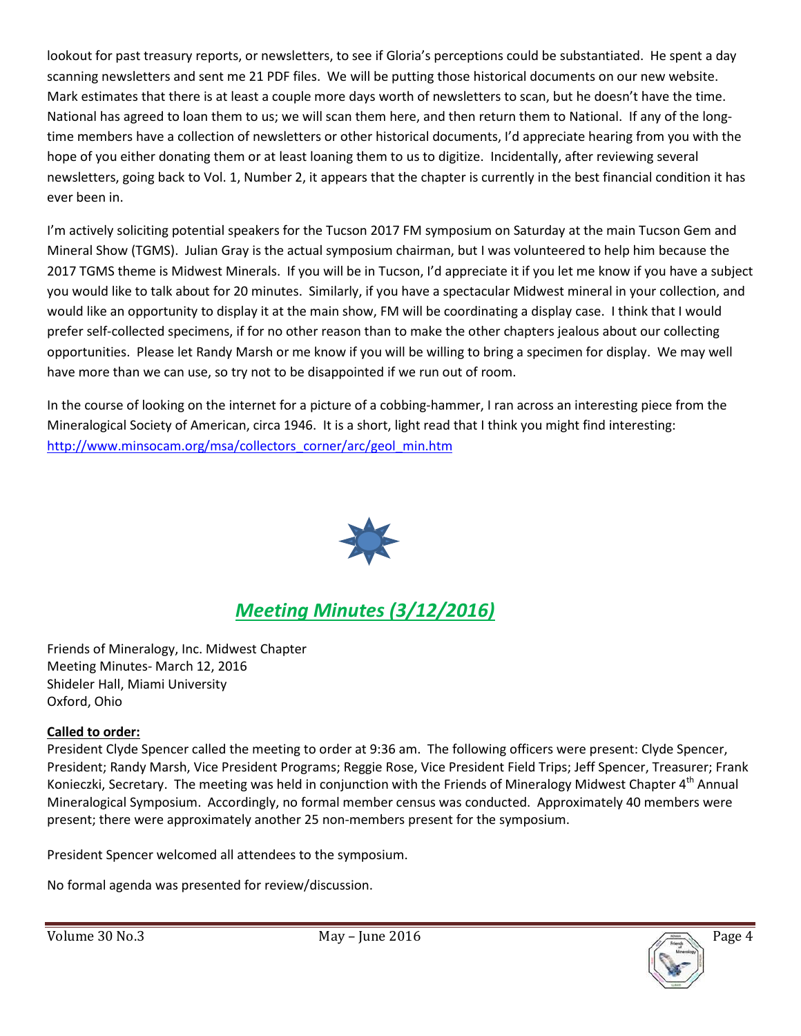lookout for past treasury reports, or newsletters, to see if Gloria's perceptions could be substantiated. He spent a day scanning newsletters and sent me 21 PDF files. We will be putting those historical documents on our new website. Mark estimates that there is at least a couple more days worth of newsletters to scan, but he doesn't have the time. National has agreed to loan them to us; we will scan them here, and then return them to National. If any of the long-time members have a collection of newsletters or other historical documents, I'd appreciate hearing from you with the hope of you either donating them or at least loaning them to us to digitize. Incidentally, after reviewing several newsletters, going back to Vol. 1, Number 2, it appears that the chapter is currently in the best financial condition it has ever been in.

I'm actively soliciting potential speakers for the Tucson 2017 FM symposium on Saturday at the main Tucson Gem and Mineral Show (TGMS). Julian Gray is the actual symposium chairman, but I was volunteered to help him because the 2017 TGMS theme is Midwest Minerals. If you will be in Tucson, I'd appreciate it if you let me know if you have a subject you would like to talk about for 20 minutes. Similarly, if you have a spectacular Midwest mineral in your collection, and would like an opportunity to display it at the main show, FM will be coordinating a display case. I think that I would prefer self-collected specimens, if for no other reason than to make the other chapters jealous about our collecting opportunities. Please let Randy Marsh or me know if you will be willing to bring a specimen for display. We may well have more than we can use, so try not to be disappointed if we run out of room.

In the course of looking on the internet for a picture of a cobbing-hammer, I ran across an interesting piece from the Mineralogical Society of American, circa 1946. It is a short, light read that I think you might find interesting: http://www.minsocam.org/msa/collectors_corner/arc/geol_min.htm

## *Meeting Minutes (3/12/2016)*

Friends of Mineralogy, Inc. Midwest Chapter
Meeting Minutes- March 12, 2016
Shideler Hall, Miami University
Oxford, Ohio

**Called to order:**
President Clyde Spencer called the meeting to order at 9:36 am. The following officers were present: Clyde Spencer, President; Randy Marsh, Vice President Programs; Reggie Rose, Vice President Field Trips; Jeff Spencer, Treasurer; Frank Konieczki, Secretary. The meeting was held in conjunction with the Friends of Mineralogy Midwest Chapter 4th Annual Mineralogical Symposium. Accordingly, no formal member census was conducted. Approximately 40 members were present; there were approximately another 25 non-members present for the symposium.

President Spencer welcomed all attendees to the symposium.

No formal agenda was presented for review/discussion.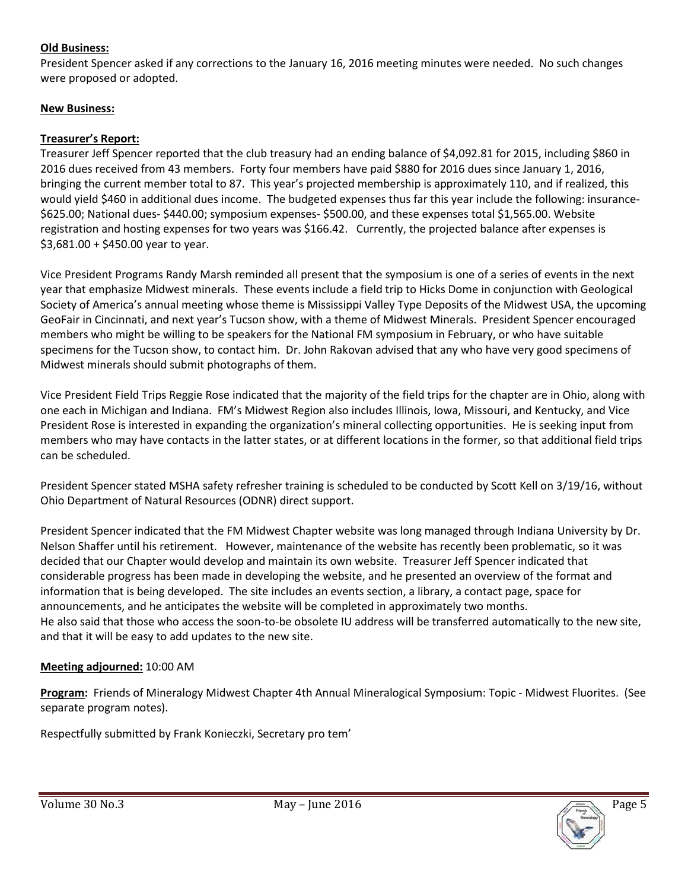**Old Business:**
President Spencer asked if any corrections to the January 16, 2016 meeting minutes were needed. No such changes were proposed or adopted.

**New Business:**

**Treasurer's Report:**
Treasurer Jeff Spencer reported that the club treasury had an ending balance of $4,092.81 for 2015, including $860 in 2016 dues received from 43 members. Forty four members have paid $880 for 2016 dues since January 1, 2016, bringing the current member total to 87. This year's projected membership is approximately 110, and if realized, this would yield $460 in additional dues income. The budgeted expenses thus far this year include the following: insurance- $625.00; National dues- $440.00; symposium expenses- $500.00, and these expenses total $1,565.00. Website registration and hosting expenses for two years was $166.42. Currently, the projected balance after expenses is $3,681.00 + $450.00 year to year.

Vice President Programs Randy Marsh reminded all present that the symposium is one of a series of events in the next year that emphasize Midwest minerals. These events include a field trip to Hicks Dome in conjunction with Geological Society of America's annual meeting whose theme is Mississippi Valley Type Deposits of the Midwest USA, the upcoming GeoFair in Cincinnati, and next year's Tucson show, with a theme of Midwest Minerals. President Spencer encouraged members who might be willing to be speakers for the National FM symposium in February, or who have suitable specimens for the Tucson show, to contact him. Dr. John Rakovan advised that any who have very good specimens of Midwest minerals should submit photographs of them.

Vice President Field Trips Reggie Rose indicated that the majority of the field trips for the chapter are in Ohio, along with one each in Michigan and Indiana. FM's Midwest Region also includes Illinois, Iowa, Missouri, and Kentucky, and Vice President Rose is interested in expanding the organization's mineral collecting opportunities. He is seeking input from members who may have contacts in the latter states, or at different locations in the former, so that additional field trips can be scheduled.

President Spencer stated MSHA safety refresher training is scheduled to be conducted by Scott Kell on 3/19/16, without Ohio Department of Natural Resources (ODNR) direct support.

President Spencer indicated that the FM Midwest Chapter website was long managed through Indiana University by Dr. Nelson Shaffer until his retirement. However, maintenance of the website has recently been problematic, so it was decided that our Chapter would develop and maintain its own website. Treasurer Jeff Spencer indicated that considerable progress has been made in developing the website, and he presented an overview of the format and information that is being developed. The site includes an events section, a library, a contact page, space for announcements, and he anticipates the website will be completed in approximately two months.
He also said that those who access the soon-to-be obsolete IU address will be transferred automatically to the new site, and that it will be easy to add updates to the new site.

**Meeting adjourned:** 10:00 AM

**Program:** Friends of Mineralogy Midwest Chapter 4th Annual Mineralogical Symposium: Topic - Midwest Fluorites. (See separate program notes).

Respectfully submitted by Frank Konieczki, Secretary pro tem'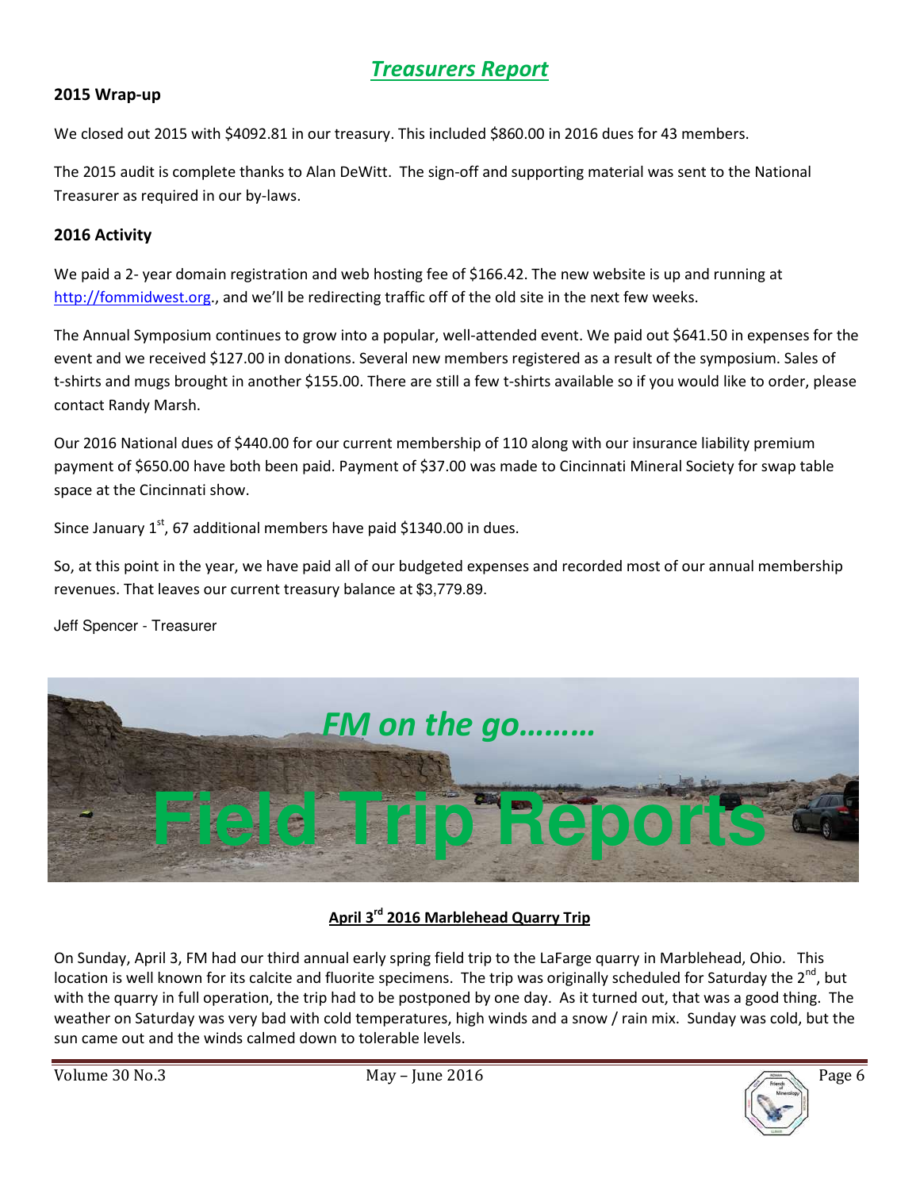# *Treasurers Report*

## 2015 Wrap-up

We closed out 2015 with $4092.81 in our treasury. This included $860.00 in 2016 dues for 43 members.

The 2015 audit is complete thanks to Alan DeWitt. The sign-off and supporting material was sent to the National Treasurer as required in our by-laws.

## 2016 Activity

We paid a 2- year domain registration and web hosting fee of $166.42. The new website is up and running at http://fommidwest.org., and we'll be redirecting traffic off of the old site in the next few weeks.

The Annual Symposium continues to grow into a popular, well-attended event. We paid out $641.50 in expenses for the event and we received $127.00 in donations. Several new members registered as a result of the symposium. Sales of t-shirts and mugs brought in another $155.00. There are still a few t-shirts available so if you would like to order, please contact Randy Marsh.

Our 2016 National dues of $440.00 for our current membership of 110 along with our insurance liability premium payment of $650.00 have both been paid. Payment of $37.00 was made to Cincinnati Mineral Society for swap table space at the Cincinnati show.

Since January 1st, 67 additional members have paid $1340.00 in dues.

So, at this point in the year, we have paid all of our budgeted expenses and recorded most of our annual membership revenues. That leaves our current treasury balance at $3,779.89.

Jeff Spencer - Treasurer

# *FM on the go………*

# Field Trip Reports

### April 3rd 2016 Marblehead Quarry Trip

On Sunday, April 3, FM had our third annual early spring field trip to the LaFarge quarry in Marblehead, Ohio. This location is well known for its calcite and fluorite specimens. The trip was originally scheduled for Saturday the 2nd, but with the quarry in full operation, the trip had to be postponed by one day. As it turned out, that was a good thing. The weather on Saturday was very bad with cold temperatures, high winds and a snow / rain mix. Sunday was cold, but the sun came out and the winds calmed down to tolerable levels.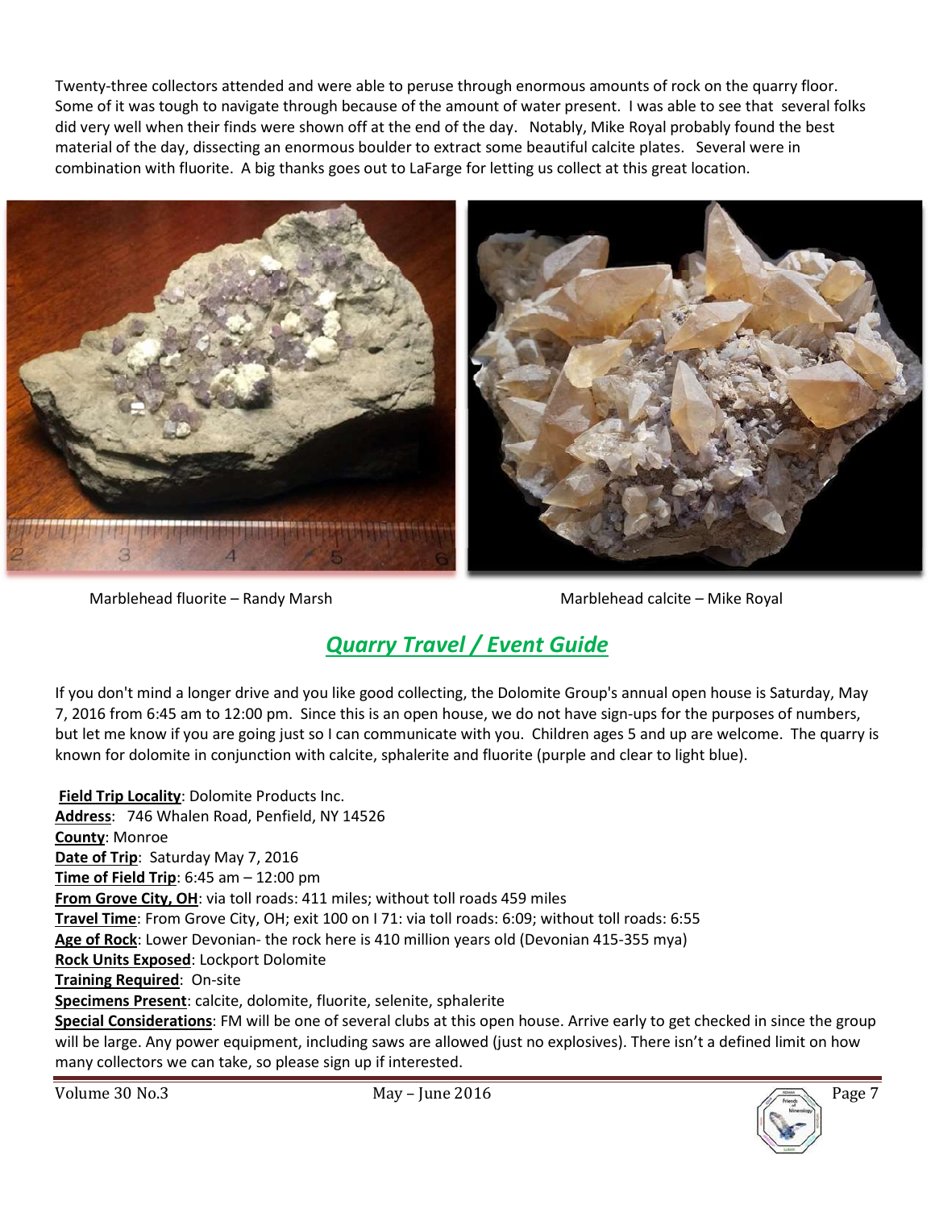Twenty-three collectors attended and were able to peruse through enormous amounts of rock on the quarry floor. Some of it was tough to navigate through because of the amount of water present. I was able to see that several folks did very well when their finds were shown off at the end of the day. Notably, Mike Royal probably found the best material of the day, dissecting an enormous boulder to extract some beautiful calcite plates. Several were in combination with fluorite. A big thanks goes out to LaFarge for letting us collect at this great location.

Marblehead fluorite – Randy Marsh

Marblehead calcite – Mike Royal

## *Quarry Travel / Event Guide*

If you don't mind a longer drive and you like good collecting, the Dolomite Group's annual open house is Saturday, May 7, 2016 from 6:45 am to 12:00 pm. Since this is an open house, we do not have sign-ups for the purposes of numbers, but let me know if you are going just so I can communicate with you. Children ages 5 and up are welcome. The quarry is known for dolomite in conjunction with calcite, sphalerite and fluorite (purple and clear to light blue).

**Field Trip Locality**: Dolomite Products Inc.
**Address**: 746 Whalen Road, Penfield, NY 14526
**County**: Monroe
**Date of Trip**: Saturday May 7, 2016
**Time of Field Trip**: 6:45 am – 12:00 pm
**From Grove City, OH**: via toll roads: 411 miles; without toll roads 459 miles
**Travel Time**: From Grove City, OH; exit 100 on I 71: via toll roads: 6:09; without toll roads: 6:55
**Age of Rock**: Lower Devonian- the rock here is 410 million years old (Devonian 415-355 mya)
**Rock Units Exposed**: Lockport Dolomite
**Training Required**: On-site
**Specimens Present**: calcite, dolomite, fluorite, selenite, sphalerite
**Special Considerations**: FM will be one of several clubs at this open house. Arrive early to get checked in since the group will be large. Any power equipment, including saws are allowed (just no explosives). There isn't a defined limit on how many collectors we can take, so please sign up if interested.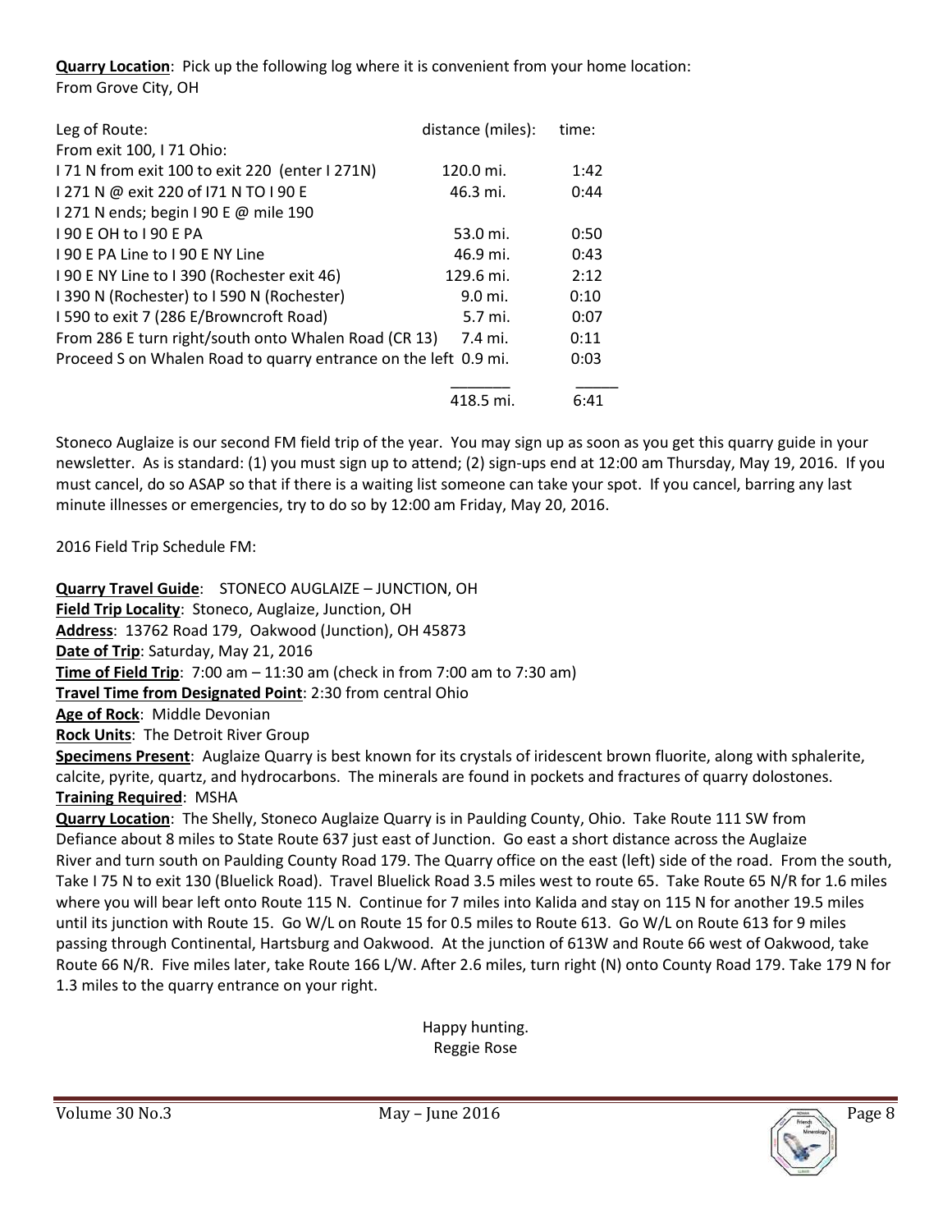**Quarry Location**: Pick up the following log where it is convenient from your home location:
From Grove City, OH

| Leg of Route: | distance (miles): | time: |
|---|---|---|
| From exit 100, I 71 Ohio: | | |
| I 71 N from exit 100 to exit 220 (enter I 271N) | 120.0 mi. | 1:42 |
| I 271 N @ exit 220 of I71 N TO I 90 E | 46.3 mi. | 0:44 |
| I 271 N ends; begin I 90 E @ mile 190 | | |
| I 90 E OH to I 90 E PA | 53.0 mi. | 0:50 |
| I 90 E PA Line to I 90 E NY Line | 46.9 mi. | 0:43 |
| I 90 E NY Line to I 390 (Rochester exit 46) | 129.6 mi. | 2:12 |
| I 390 N (Rochester) to I 590 N (Rochester) | 9.0 mi. | 0:10 |
| I 590 to exit 7 (286 E/Browncroft Road) | 5.7 mi. | 0:07 |
| From 286 E turn right/south onto Whalen Road (CR 13) | 7.4 mi. | 0:11 |
| Proceed S on Whalen Road to quarry entrance on the left | 0.9 mi. | 0:03 |
| | 418.5 mi. | 6:41 |

Stoneco Auglaize is our second FM field trip of the year. You may sign up as soon as you get this quarry guide in your newsletter. As is standard: (1) you must sign up to attend; (2) sign-ups end at 12:00 am Thursday, May 19, 2016. If you must cancel, do so ASAP so that if there is a waiting list someone can take your spot. If you cancel, barring any last minute illnesses or emergencies, try to do so by 12:00 am Friday, May 20, 2016.

2016 Field Trip Schedule FM:

**Quarry Travel Guide**: STONECO AUGLAIZE – JUNCTION, OH
**Field Trip Locality**: Stoneco, Auglaize, Junction, OH
**Address**: 13762 Road 179, Oakwood (Junction), OH 45873
**Date of Trip**: Saturday, May 21, 2016
**Time of Field Trip**: 7:00 am – 11:30 am (check in from 7:00 am to 7:30 am)
**Travel Time from Designated Point**: 2:30 from central Ohio
**Age of Rock**: Middle Devonian
**Rock Units**: The Detroit River Group
**Specimens Present**: Auglaize Quarry is best known for its crystals of iridescent brown fluorite, along with sphalerite, calcite, pyrite, quartz, and hydrocarbons. The minerals are found in pockets and fractures of quarry dolostones.
**Training Required**: MSHA
**Quarry Location**: The Shelly, Stoneco Auglaize Quarry is in Paulding County, Ohio. Take Route 111 SW from Defiance about 8 miles to State Route 637 just east of Junction. Go east a short distance across the Auglaize River and turn south on Paulding County Road 179. The Quarry office on the east (left) side of the road. From the south, Take I 75 N to exit 130 (Bluelick Road). Travel Bluelick Road 3.5 miles west to route 65. Take Route 65 N/R for 1.6 miles where you will bear left onto Route 115 N. Continue for 7 miles into Kalida and stay on 115 N for another 19.5 miles until its junction with Route 15. Go W/L on Route 15 for 0.5 miles to Route 613. Go W/L on Route 613 for 9 miles passing through Continental, Hartsburg and Oakwood. At the junction of 613W and Route 66 west of Oakwood, take Route 66 N/R. Five miles later, take Route 166 L/W. After 2.6 miles, turn right (N) onto County Road 179. Take 179 N for 1.3 miles to the quarry entrance on your right.

Happy hunting.
Reggie Rose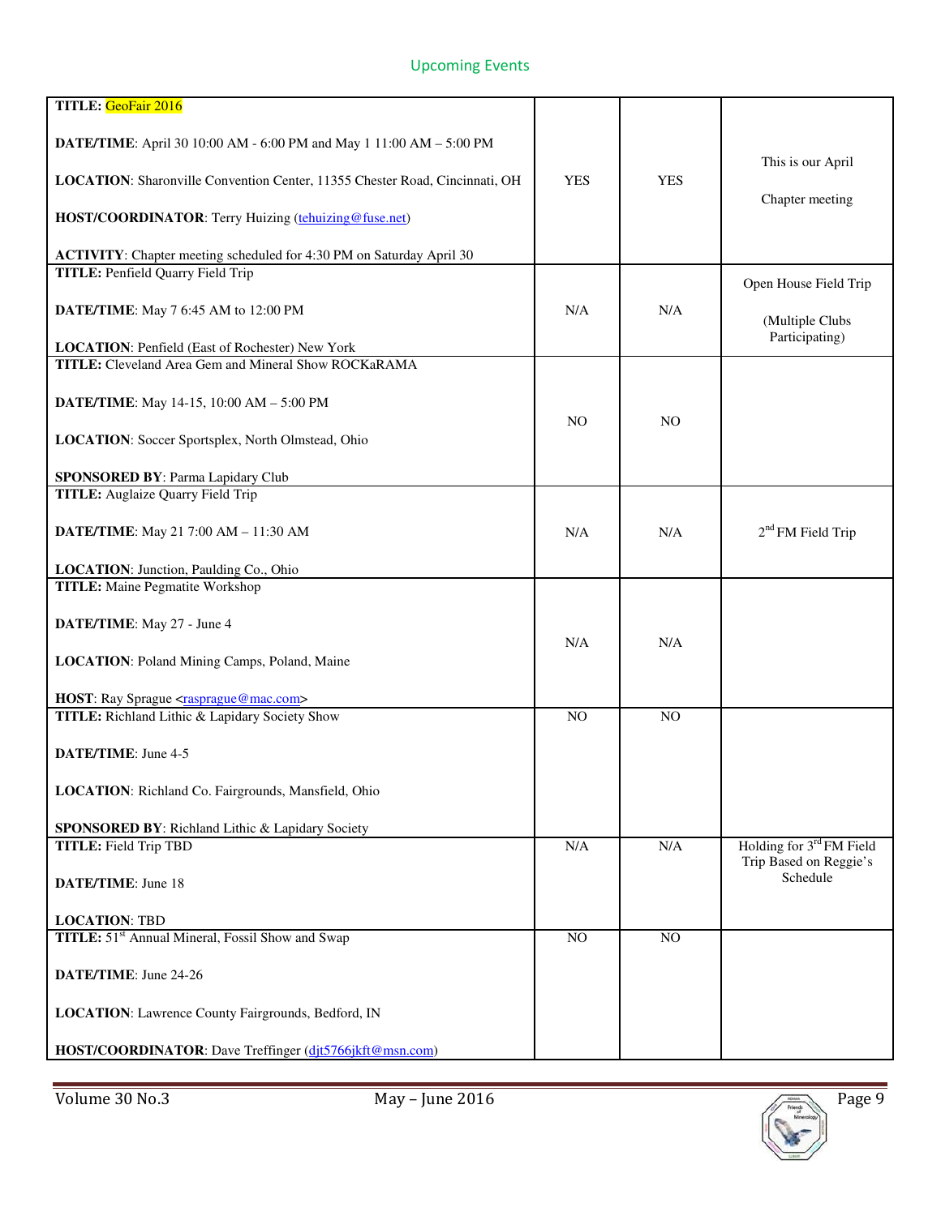## Upcoming Events

| Event | | | |
|---|---|---|---|
| **TITLE:** GeoFair 2016<br><br>**DATE/TIME**: April 30 10:00 AM - 6:00 PM and May 1 11:00 AM – 5:00 PM<br><br>**LOCATION**: Sharonville Convention Center, 11355 Chester Road, Cincinnati, OH<br><br>**HOST/COORDINATOR**: Terry Huizing (tehuizing@fuse.net)<br><br>**ACTIVITY**: Chapter meeting scheduled for 4:30 PM on Saturday April 30 | YES | YES | This is our April Chapter meeting |
| **TITLE:** Penfield Quarry Field Trip<br><br>**DATE/TIME**: May 7 6:45 AM to 12:00 PM<br><br>**LOCATION**: Penfield (East of Rochester) New York | N/A | N/A | Open House Field Trip<br><br>(Multiple Clubs Participating) |
| **TITLE:** Cleveland Area Gem and Mineral Show ROCKaRAMA<br><br>**DATE/TIME**: May 14-15, 10:00 AM – 5:00 PM<br><br>**LOCATION**: Soccer Sportsplex, North Olmstead, Ohio<br><br>**SPONSORED BY**: Parma Lapidary Club | NO | NO | |
| **TITLE:** Auglaize Quarry Field Trip<br><br>**DATE/TIME**: May 21 7:00 AM – 11:30 AM<br><br>**LOCATION**: Junction, Paulding Co., Ohio | N/A | N/A | 2nd FM Field Trip |
| **TITLE:** Maine Pegmatite Workshop<br><br>**DATE/TIME**: May 27 - June 4<br><br>**LOCATION**: Poland Mining Camps, Poland, Maine<br><br>**HOST**: Ray Sprague <rasprague@mac.com> | N/A | N/A | |
| **TITLE:** Richland Lithic & Lapidary Society Show<br><br>**DATE/TIME**: June 4-5<br><br>**LOCATION**: Richland Co. Fairgrounds, Mansfield, Ohio<br><br>**SPONSORED BY**: Richland Lithic & Lapidary Society | NO | NO | |
| **TITLE:** Field Trip TBD<br><br>**DATE/TIME**: June 18<br><br>**LOCATION**: TBD | N/A | N/A | Holding for 3rd FM Field Trip Based on Reggie's Schedule |
| **TITLE:** 51st Annual Mineral, Fossil Show and Swap<br><br>**DATE/TIME**: June 24-26<br><br>**LOCATION**: Lawrence County Fairgrounds, Bedford, IN<br><br>**HOST/COORDINATOR**: Dave Treffinger (djt5766jkft@msn.com) | NO | NO | |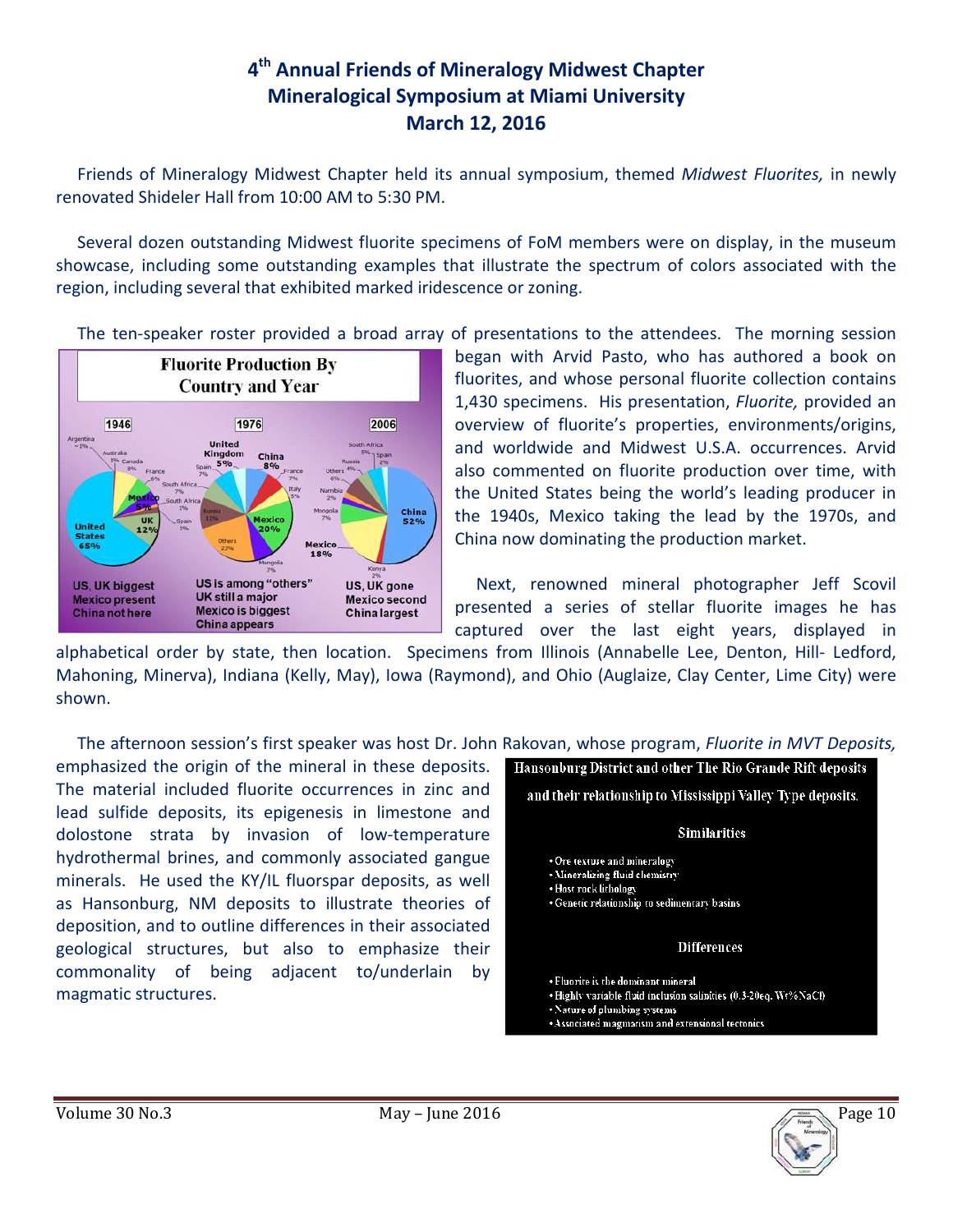# 4th Annual Friends of Mineralogy Midwest Chapter Mineralogical Symposium at Miami University March 12, 2016

Friends of Mineralogy Midwest Chapter held its annual symposium, themed *Midwest Fluorites,* in newly renovated Shideler Hall from 10:00 AM to 5:30 PM.

Several dozen outstanding Midwest fluorite specimens of FoM members were on display, in the museum showcase, including some outstanding examples that illustrate the spectrum of colors associated with the region, including several that exhibited marked iridescence or zoning.

The ten-speaker roster provided a broad array of presentations to the attendees. The morning session began with Arvid Pasto, who has authored a book on fluorites, and whose personal fluorite collection contains 1,430 specimens. His presentation, *Fluorite,* provided an overview of fluorite's properties, environments/origins, and worldwide and Midwest U.S.A. occurrences. Arvid also commented on fluorite production over time, with the United States being the world's leading producer in the 1940s, Mexico taking the lead by the 1970s, and China now dominating the production market.

Next, renowned mineral photographer Jeff Scovil presented a series of stellar fluorite images he has captured over the last eight years, displayed in alphabetical order by state, then location. Specimens from Illinois (Annabelle Lee, Denton, Hill- Ledford, Mahoning, Minerva), Indiana (Kelly, May), Iowa (Raymond), and Ohio (Auglaize, Clay Center, Lime City) were shown.

The afternoon session's first speaker was host Dr. John Rakovan, whose program, *Fluorite in MVT Deposits,* emphasized the origin of the mineral in these deposits. The material included fluorite occurrences in zinc and lead sulfide deposits, its epigenesis in limestone and dolostone strata by invasion of low-temperature hydrothermal brines, and commonly associated gangue minerals. He used the KY/IL fluorspar deposits, as well as Hansonburg, NM deposits to illustrate theories of deposition, and to outline differences in their associated geological structures, but also to emphasize their commonality of being adjacent to/underlain by magmatic structures.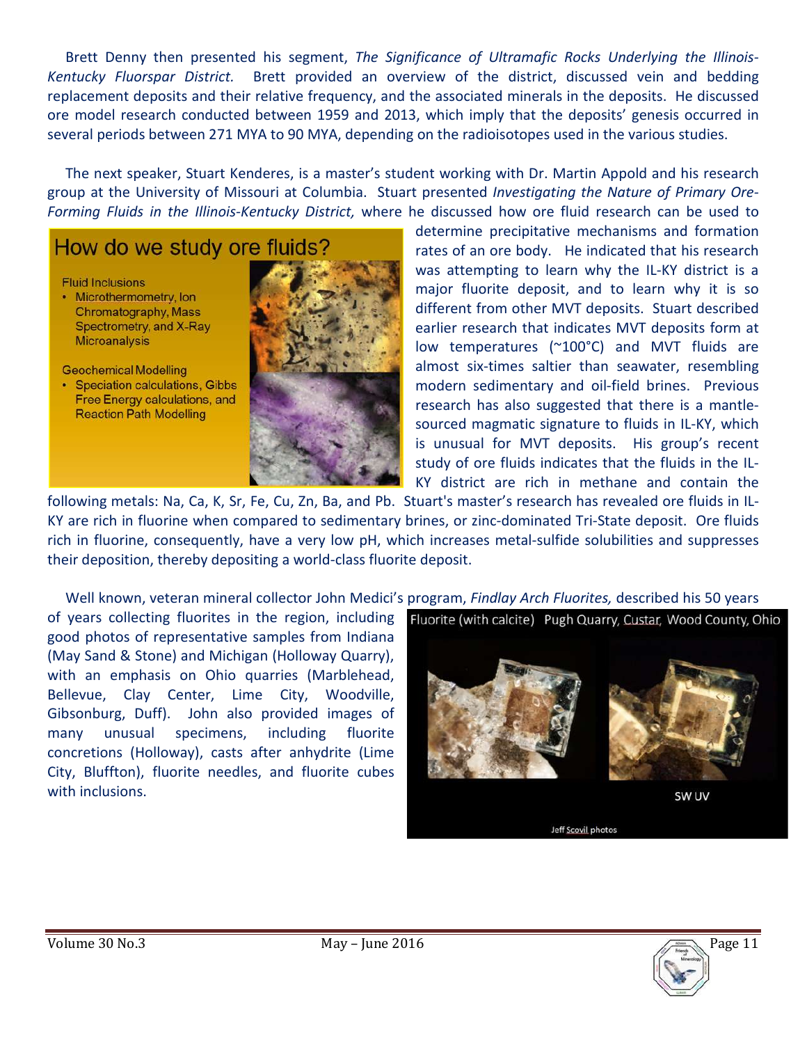Brett Denny then presented his segment, *The Significance of Ultramafic Rocks Underlying the Illinois-Kentucky Fluorspar District.* Brett provided an overview of the district, discussed vein and bedding replacement deposits and their relative frequency, and the associated minerals in the deposits. He discussed ore model research conducted between 1959 and 2013, which imply that the deposits' genesis occurred in several periods between 271 MYA to 90 MYA, depending on the radioisotopes used in the various studies.

The next speaker, Stuart Kenderes, is a master's student working with Dr. Martin Appold and his research group at the University of Missouri at Columbia. Stuart presented *Investigating the Nature of Primary Ore-Forming Fluids in the Illinois-Kentucky District,* where he discussed how ore fluid research can be used to determine precipitative mechanisms and formation rates of an ore body. He indicated that his research was attempting to learn why the IL-KY district is a major fluorite deposit, and to learn why it is so different from other MVT deposits. Stuart described earlier research that indicates MVT deposits form at low temperatures (~100°C) and MVT fluids are almost six-times saltier than seawater, resembling modern sedimentary and oil-field brines. Previous research has also suggested that there is a mantle-sourced magmatic signature to fluids in IL-KY, which is unusual for MVT deposits. His group's recent study of ore fluids indicates that the fluids in the IL-KY district are rich in methane and contain the following metals: Na, Ca, K, Sr, Fe, Cu, Zn, Ba, and Pb. Stuart's master's research has revealed ore fluids in IL-KY are rich in fluorine when compared to sedimentary brines, or zinc-dominated Tri-State deposit. Ore fluids rich in fluorine, consequently, have a very low pH, which increases metal-sulfide solubilities and suppresses their deposition, thereby depositing a world-class fluorite deposit.

How do we study ore fluids?

Fluid Inclusions
- Microthermometry, Ion Chromatography, Mass Spectrometry, and X-Ray Microanalysis

Geochemical Modelling
- Speciation calculations, Gibbs Free Energy calculations, and Reaction Path Modelling

Well known, veteran mineral collector John Medici's program, *Findlay Arch Fluorites,* described his 50 years of years collecting fluorites in the region, including good photos of representative samples from Indiana (May Sand & Stone) and Michigan (Holloway Quarry), with an emphasis on Ohio quarries (Marblehead, Bellevue, Clay Center, Lime City, Woodville, Gibsonburg, Duff). John also provided images of many unusual specimens, including fluorite concretions (Holloway), casts after anhydrite (Lime City, Bluffton), fluorite needles, and fluorite cubes with inclusions.

Fluorite (with calcite) Pugh Quarry, Custar, Wood County, Ohio

SW UV

Jeff Scovil photos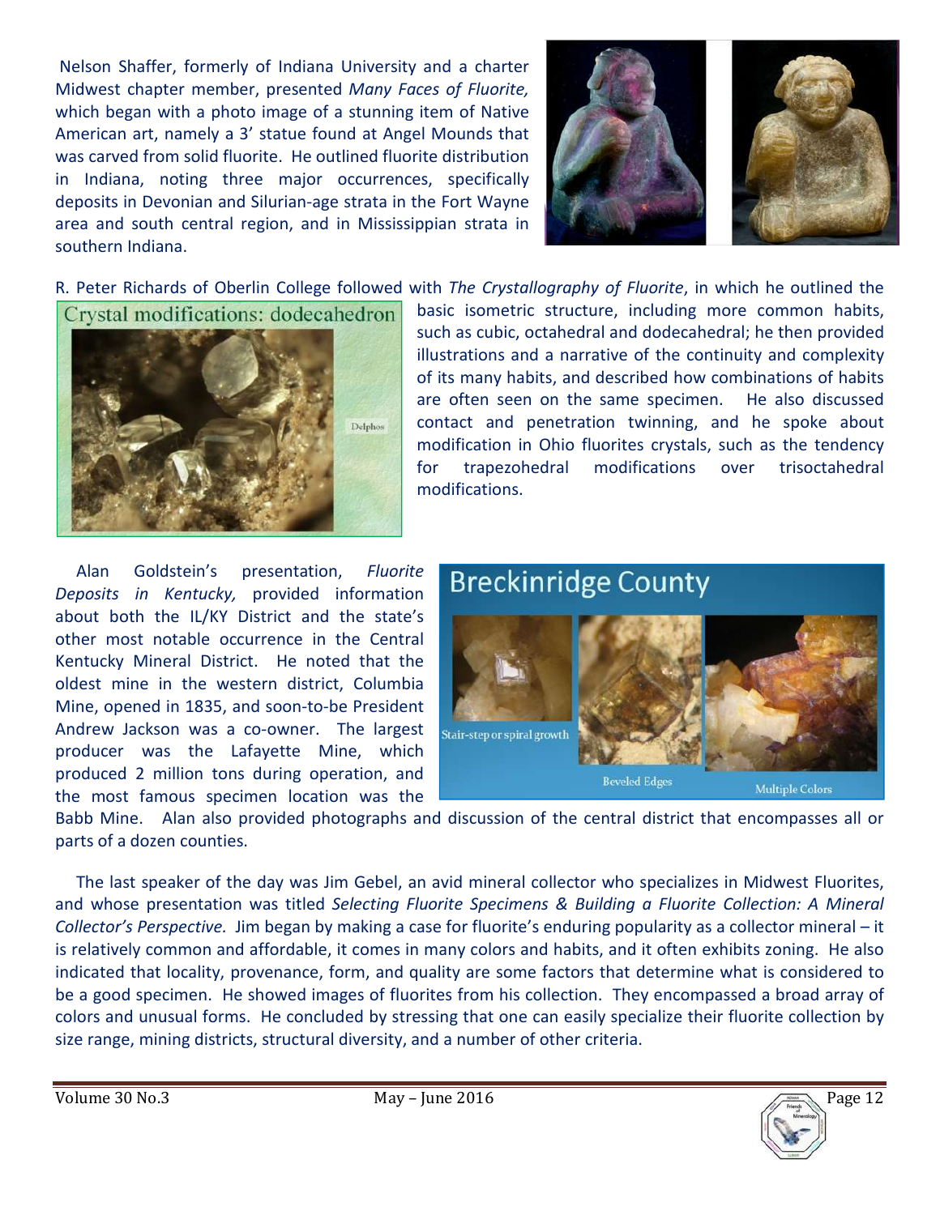Nelson Shaffer, formerly of Indiana University and a charter Midwest chapter member, presented *Many Faces of Fluorite,* which began with a photo image of a stunning item of Native American art, namely a 3' statue found at Angel Mounds that was carved from solid fluorite. He outlined fluorite distribution in Indiana, noting three major occurrences, specifically deposits in Devonian and Silurian-age strata in the Fort Wayne area and south central region, and in Mississippian strata in southern Indiana.

R. Peter Richards of Oberlin College followed with *The Crystallography of Fluorite*, in which he outlined the basic isometric structure, including more common habits, such as cubic, octahedral and dodecahedral; he then provided illustrations and a narrative of the continuity and complexity of its many habits, and described how combinations of habits are often seen on the same specimen. He also discussed contact and penetration twinning, and he spoke about modification in Ohio fluorites crystals, such as the tendency for trapezohedral modifications over trisoctahedral modifications.

Alan Goldstein's presentation, *Fluorite Deposits in Kentucky,* provided information about both the IL/KY District and the state's other most notable occurrence in the Central Kentucky Mineral District. He noted that the oldest mine in the western district, Columbia Mine, opened in 1835, and soon-to-be President Andrew Jackson was a co-owner. The largest producer was the Lafayette Mine, which produced 2 million tons during operation, and the most famous specimen location was the Babb Mine. Alan also provided photographs and discussion of the central district that encompasses all or parts of a dozen counties.

The last speaker of the day was Jim Gebel, an avid mineral collector who specializes in Midwest Fluorites, and whose presentation was titled *Selecting Fluorite Specimens & Building a Fluorite Collection: A Mineral Collector's Perspective.* Jim began by making a case for fluorite's enduring popularity as a collector mineral – it is relatively common and affordable, it comes in many colors and habits, and it often exhibits zoning. He also indicated that locality, provenance, form, and quality are some factors that determine what is considered to be a good specimen. He showed images of fluorites from his collection. They encompassed a broad array of colors and unusual forms. He concluded by stressing that one can easily specialize their fluorite collection by size range, mining districts, structural diversity, and a number of other criteria.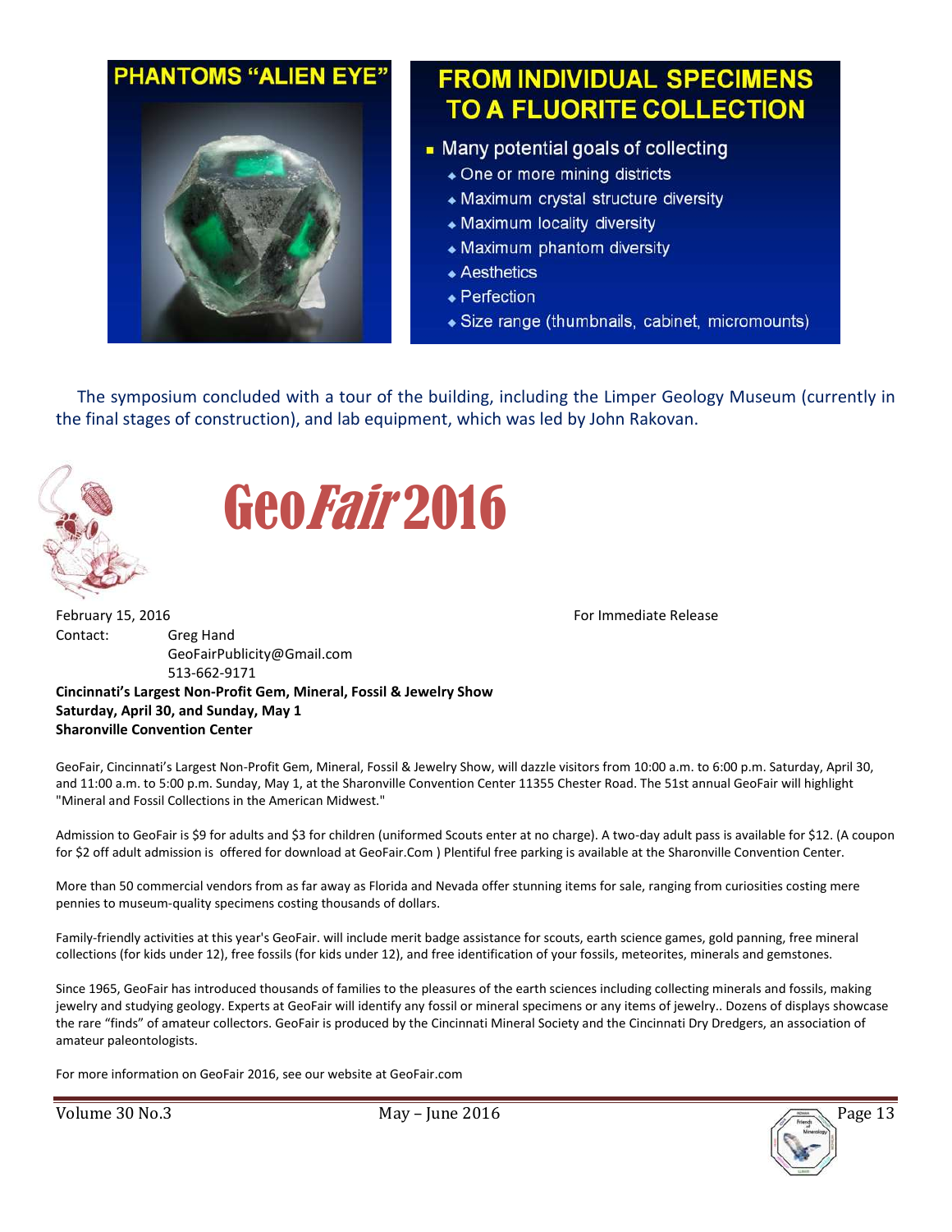## PHANTOMS "ALIEN EYE"

## FROM INDIVIDUAL SPECIMENS TO A FLUORITE COLLECTION

- Many potential goals of collecting
  - One or more mining districts
  - Maximum crystal structure diversity
  - Maximum locality diversity
  - Maximum phantom diversity
  - Aesthetics
  - Perfection
  - Size range (thumbnails, cabinet, micromounts)

The symposium concluded with a tour of the building, including the Limper Geology Museum (currently in the final stages of construction), and lab equipment, which was led by John Rakovan.

# Geo*Fair* 2016

February 15, 2016 For Immediate Release

Contact: Greg Hand
GeoFairPublicity@Gmail.com
513-662-9171

**Cincinnati's Largest Non-Profit Gem, Mineral, Fossil & Jewelry Show**
**Saturday, April 30, and Sunday, May 1**
**Sharonville Convention Center**

GeoFair, Cincinnati's Largest Non-Profit Gem, Mineral, Fossil & Jewelry Show, will dazzle visitors from 10:00 a.m. to 6:00 p.m. Saturday, April 30, and 11:00 a.m. to 5:00 p.m. Sunday, May 1, at the Sharonville Convention Center 11355 Chester Road. The 51st annual GeoFair will highlight "Mineral and Fossil Collections in the American Midwest."

Admission to GeoFair is $9 for adults and $3 for children (uniformed Scouts enter at no charge). A two-day adult pass is available for $12. (A coupon for $2 off adult admission is offered for download at GeoFair.Com ) Plentiful free parking is available at the Sharonville Convention Center.

More than 50 commercial vendors from as far away as Florida and Nevada offer stunning items for sale, ranging from curiosities costing mere pennies to museum-quality specimens costing thousands of dollars.

Family-friendly activities at this year's GeoFair. will include merit badge assistance for scouts, earth science games, gold panning, free mineral collections (for kids under 12), free fossils (for kids under 12), and free identification of your fossils, meteorites, minerals and gemstones.

Since 1965, GeoFair has introduced thousands of families to the pleasures of the earth sciences including collecting minerals and fossils, making jewelry and studying geology. Experts at GeoFair will identify any fossil or mineral specimens or any items of jewelry.. Dozens of displays showcase the rare "finds" of amateur collectors. GeoFair is produced by the Cincinnati Mineral Society and the Cincinnati Dry Dredgers, an association of amateur paleontologists.

For more information on GeoFair 2016, see our website at GeoFair.com